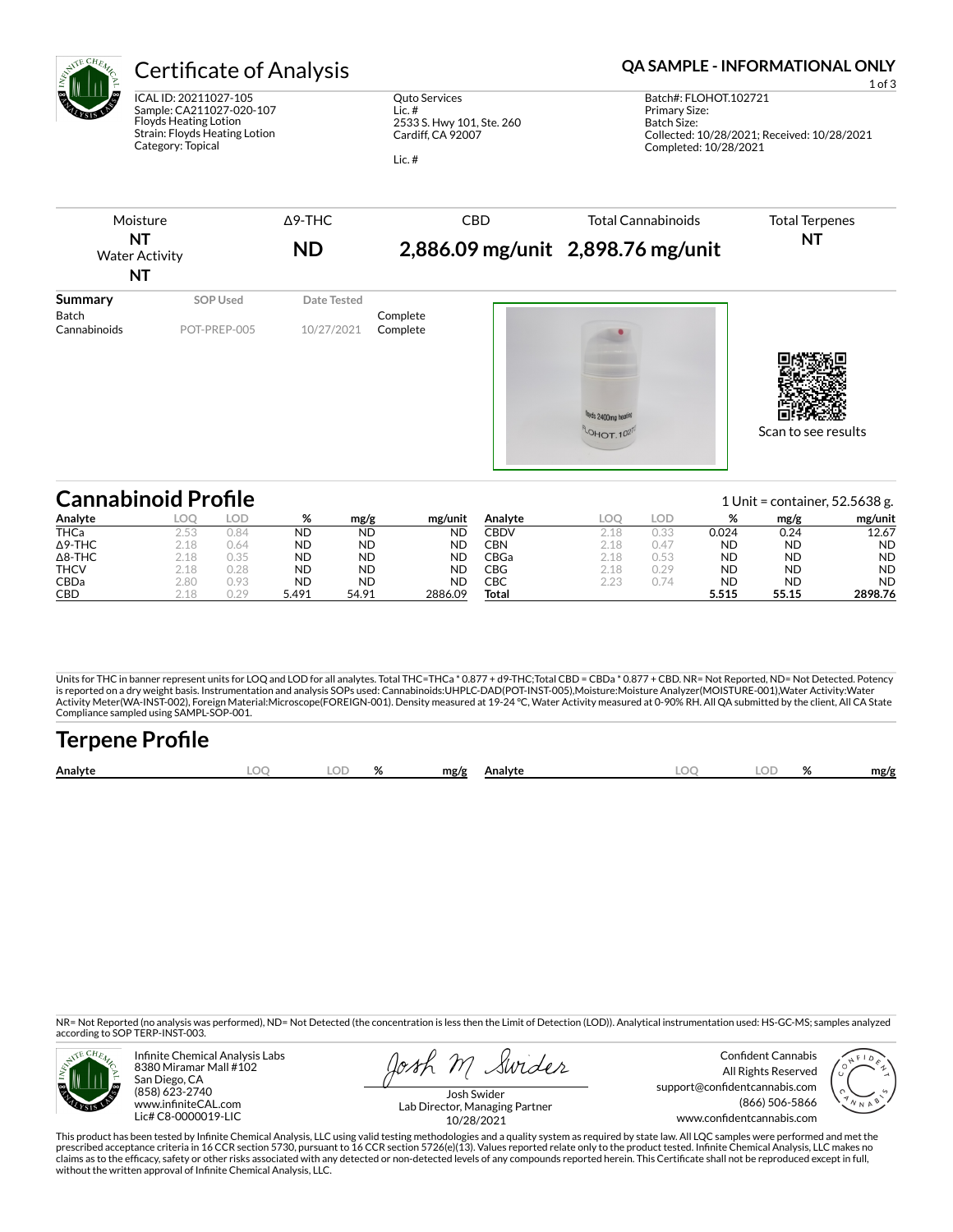# Certificate of Analysis

**QA SAMPLE - INFORMATIONAL ONLY**

ICAL ID: 20211027-105
Sample: CA211027-020-107
Floyds Heating Lotion
Strain: Floyds Heating Lotion
Category: Topical

Quto Services
Lic. #
2533 S. Hwy 101, Ste. 260
Cardiff, CA 92007

Lic. #

Batch#: FLOHOT.102721
Primary Size:
Batch Size:
Collected: 10/28/2021; Received: 10/28/2021
Completed: 10/28/2021

| Moisture | Δ9-THC | CBD | Total Cannabinoids | Total Terpenes |
|---|---|---|---|---|
| **NT** | **ND** | **2,886.09 mg/unit** | **2,898.76 mg/unit** | **NT** |
| Water Activity **NT** | | | | |

| Summary | SOP Used | Date Tested | |
|---|---|---|---|
| Batch | | | Complete |
| Cannabinoids | POT-PREP-005 | 10/27/2021 | Complete |

Scan to see results

## Cannabinoid Profile

1 Unit = container, 52.5638 g.

| Analyte | LOQ | LOD | % | mg/g | mg/unit |
|---|---|---|---|---|---|
| THCa | 2.53 | 0.84 | ND | ND | ND |
| Δ9-THC | 2.18 | 0.64 | ND | ND | ND |
| Δ8-THC | 2.18 | 0.35 | ND | ND | ND |
| THCV | 2.18 | 0.28 | ND | ND | ND |
| CBDa | 2.80 | 0.93 | ND | ND | ND |
| CBD | 2.18 | 0.29 | 5.491 | 54.91 | 2886.09 |
| CBDV | 2.18 | 0.33 | 0.024 | 0.24 | 12.67 |
| CBN | 2.18 | 0.47 | ND | ND | ND |
| CBGa | 2.18 | 0.53 | ND | ND | ND |
| CBG | 2.18 | 0.29 | ND | ND | ND |
| CBC | 2.23 | 0.74 | ND | ND | ND |
| **Total** | | | **5.515** | **55.15** | **2898.76** |

Units for THC in banner represent units for LOQ and LOD for all analytes. Total THC=THCa * 0.877 + d9-THC;Total CBD = CBDa * 0.877 + CBD. NR= Not Reported, ND= Not Detected. Potency is reported on a dry weight basis. Instrumentation and analysis SOPs used: Cannabinoids:UHPLC-DAD(POT-INST-005),Moisture:Moisture Analyzer(MOISTURE-001),Water Activity:Water Activity Meter(WA-INST-002), Foreign Material:Microscope(FOREIGN-001). Density measured at 19-24 °C, Water Activity measured at 0-90% RH. All QA submitted by the client, All CA State Compliance sampled using SAMPL-SOP-001.

## Terpene Profile

| Analyte | LOQ | LOD | % | mg/g | Analyte | LOQ | LOD | % | mg/g |
|---|---|---|---|---|---|---|---|---|---|

NR= Not Reported (no analysis was performed), ND= Not Detected (the concentration is less then the Limit of Detection (LOD)). Analytical instrumentation used: HS-GC-MS; samples analyzed according to SOP TERP-INST-003.

Infinite Chemical Analysis Labs
8380 Miramar Mall #102
San Diego, CA
(858) 623-2740
www.infiniteCAL.com
Lic# C8-0000019-LIC

Josh Swider
Lab Director, Managing Partner
10/28/2021

Confident Cannabis
All Rights Reserved
support@confidentcannabis.com
(866) 506-5866
www.confidentcannabis.com

This product has been tested by Infinite Chemical Analysis, LLC using valid testing methodologies and a quality system as required by state law. All LQC samples were performed and met the prescribed acceptance criteria in 16 CCR section 5730, pursuant to 16 CCR section 5726(e)(13). Values reported relate only to the product tested. Infinite Chemical Analysis, LLC makes no claims as to the efficacy, safety or other risks associated with any detected or non-detected levels of any compounds reported herein. This Certificate shall not be reproduced except in full, without the written approval of Infinite Chemical Analysis, LLC.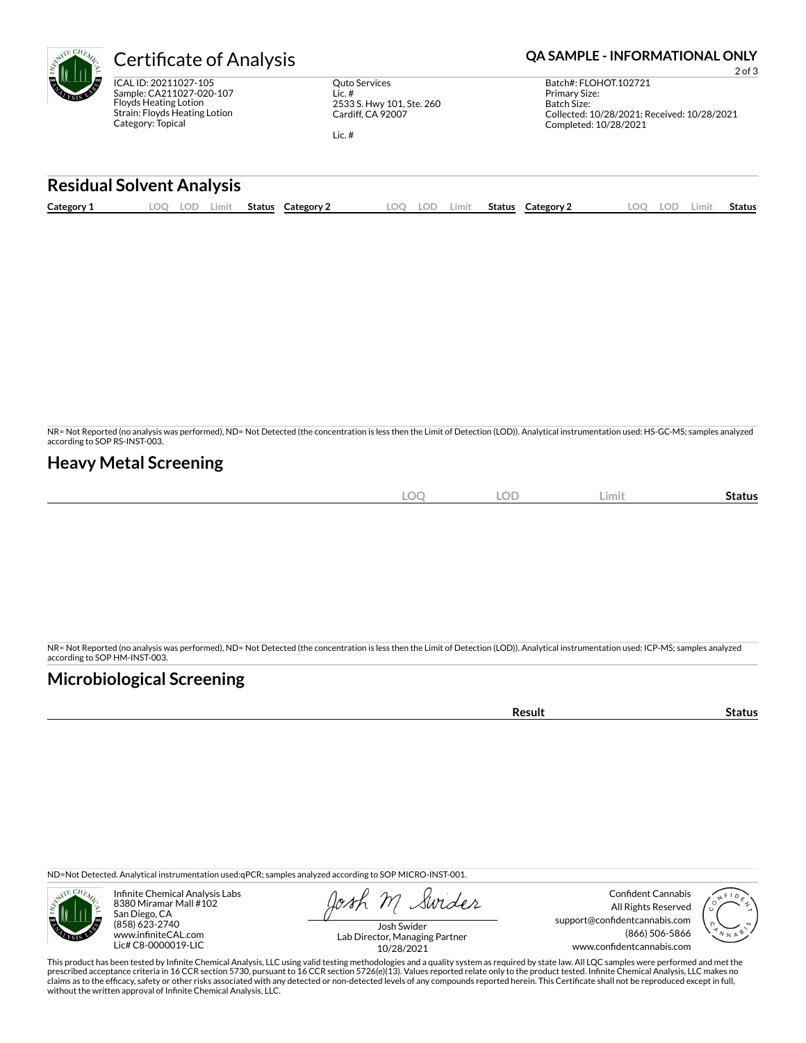# Certificate of Analysis

**QA SAMPLE - INFORMATIONAL ONLY**

ICAL ID: 20211027-105
Sample: CA211027-020-107
Floyds Heating Lotion
Strain: Floyds Heating Lotion
Category: Topical

Quto Services
Lic. #
2533 S. Hwy 101, Ste. 260
Cardiff, CA 92007

Lic. #

Batch#: FLOHOT.102721
Primary Size:
Batch Size:
Collected: 10/28/2021; Received: 10/28/2021
Completed: 10/28/2021

## Residual Solvent Analysis

| Category 1 | LOQ | LOD | Limit | Status | Category 2 | LOQ | LOD | Limit | Status | Category 2 | LOQ | LOD | Limit | Status |
|---|---|---|---|---|---|---|---|---|---|---|---|---|---|---|

NR= Not Reported (no analysis was performed), ND= Not Detected (the concentration is less then the Limit of Detection (LOD)). Analytical instrumentation used: HS-GC-MS; samples analyzed according to SOP RS-INST-003.

## Heavy Metal Screening

| | LOQ | LOD | Limit | Status |
|---|---|---|---|---|

NR= Not Reported (no analysis was performed), ND= Not Detected (the concentration is less then the Limit of Detection (LOD)). Analytical instrumentation used: ICP-MS; samples analyzed according to SOP HM-INST-003.

## Microbiological Screening

| | Result | Status |
|---|---|---|

ND=Not Detected. Analytical instrumentation used:qPCR; samples analyzed according to SOP MICRO-INST-001.

Infinite Chemical Analysis Labs
8380 Miramar Mall #102
San Diego, CA
(858) 623-2740
www.infiniteCAL.com
Lic# C8-0000019-LIC

Josh Swider
Lab Director, Managing Partner
10/28/2021

Confident Cannabis
All Rights Reserved
support@confidentcannabis.com
(866) 506-5866
www.confidentcannabis.com

This product has been tested by Infinite Chemical Analysis, LLC using valid testing methodologies and a quality system as required by state law. All LQC samples were performed and met the prescribed acceptance criteria in 16 CCR section 5730, pursuant to 16 CCR section 5726(e)(13). Values reported relate only to the product tested. Infinite Chemical Analysis, LLC makes no claims as to the efficacy, safety or other risks associated with any detected or non-detected levels of any compounds reported herein. This Certificate shall not be reproduced except in full, without the written approval of Infinite Chemical Analysis, LLC.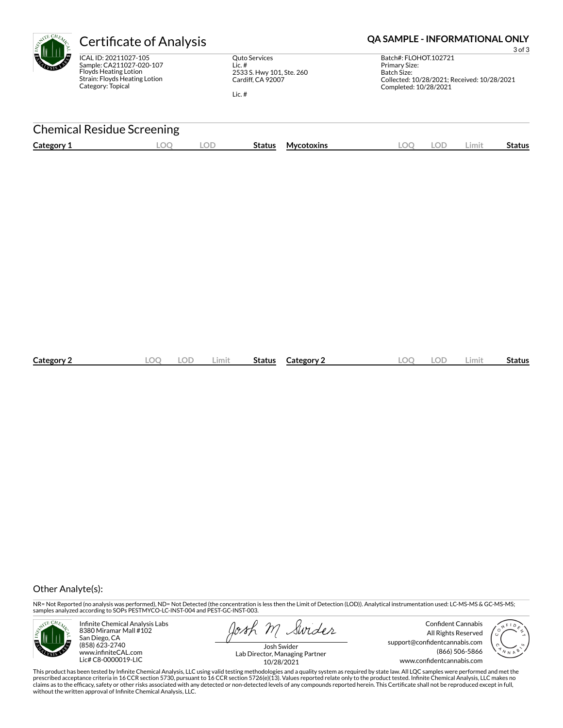# Certificate of Analysis

**QA SAMPLE - INFORMATIONAL ONLY**

ICAL ID: 20211027-105
Sample: CA211027-020-107
Floyds Heating Lotion
Strain: Floyds Heating Lotion
Category: Topical

Quto Services
Lic. #
2533 S. Hwy 101, Ste. 260
Cardiff, CA 92007

Lic. #

Batch#: FLOHOT.102721
Primary Size:
Batch Size:
Collected: 10/28/2021; Received: 10/28/2021
Completed: 10/28/2021

## Chemical Residue Screening

| Category 1 | LOQ | LOD | Status |
|---|---|---|---|

| Mycotoxins | LOQ | LOD | Limit | Status |
|---|---|---|---|---|

| Category 2 | LOQ | LOD | Limit | Status |
|---|---|---|---|---|

| Category 2 | LOQ | LOD | Limit | Status |
|---|---|---|---|---|

Other Analyte(s):

NR= Not Reported (no analysis was performed), ND= Not Detected (the concentration is less then the Limit of Detection (LOD)). Analytical instrumentation used: LC-MS-MS & GC-MS-MS; samples analyzed according to SOPs PESTMYCO-LC-INST-004 and PEST-GC-INST-003.

Infinite Chemical Analysis Labs
8380 Miramar Mall #102
San Diego, CA
(858) 623-2740
www.infiniteCAL.com
Lic# C8-0000019-LIC

Josh Swider
Lab Director, Managing Partner
10/28/2021

Confident Cannabis
All Rights Reserved
support@confidentcannabis.com
(866) 506-5866
www.confidentcannabis.com

This product has been tested by Infinite Chemical Analysis, LLC using valid testing methodologies and a quality system as required by state law. All LQC samples were performed and met the prescribed acceptance criteria in 16 CCR section 5730, pursuant to 16 CCR section 5726(e)(13). Values reported relate only to the product tested. Infinite Chemical Analysis, LLC makes no claims as to the efficacy, safety or other risks associated with any detected or non-detected levels of any compounds reported herein. This Certificate shall not be reproduced except in full, without the written approval of Infinite Chemical Analysis, LLC.